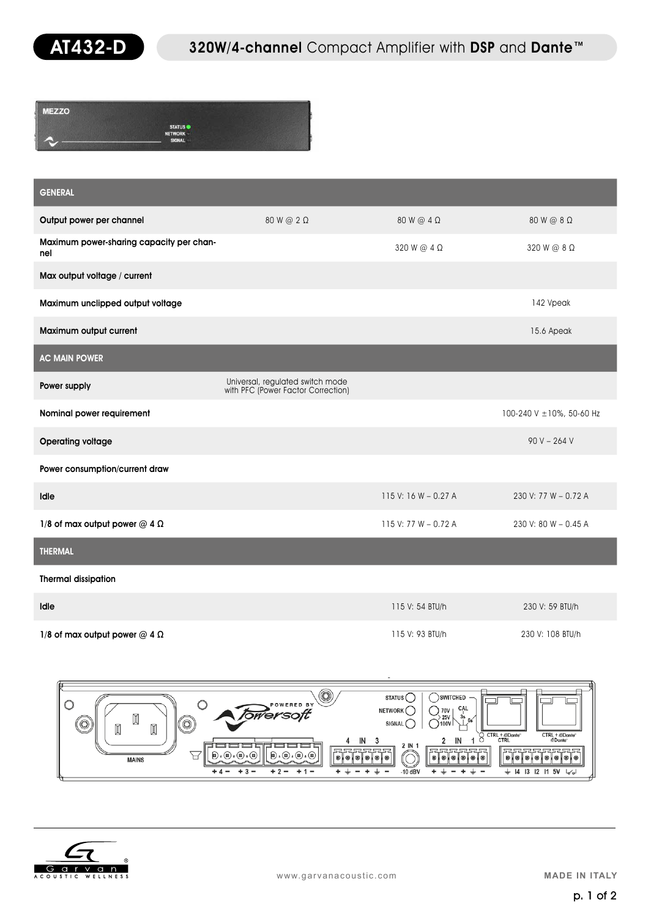# AT432-D

## 320W/4-channel Compact Amplifier with DSP and Dante™

| GENERAL | | | |
|---|---|---|---|
| Output power per channel | 80 W @ 2 Ω | 80 W @ 4 Ω | 80 W @ 8 Ω |
| Maximum power-sharing capacity per channel | | 320 W @ 4 Ω | 320 W @ 8 Ω |
| Max output voltage / current | | | |
| Maximum unclipped output voltage | | | 142 Vpeak |
| Maximum output current | | | 15.6 Apeak |
| **AC MAIN POWER** | | | |
| Power supply | Universal, regulated switch mode with PFC (Power Factor Correction) | | |
| Nominal power requirement | | | 100-240 V ±10%, 50-60 Hz |
| Operating voltage | | | 90 V – 264 V |
| Power consumption/current draw | | | |
| Idle | | 115 V: 16 W – 0.27 A | 230 V: 77 W – 0.72 A |
| 1/8 of max output power @ 4 Ω | | 115 V: 77 W – 0.72 A | 230 V: 80 W – 0.45 A |
| **THERMAL** | | | |
| Thermal dissipation | | | |
| Idle | | 115 V: 54 BTU/h | 230 V: 59 BTU/h |
| 1/8 of max output power @ 4 Ω | | 115 V: 93 BTU/h | 230 V: 108 BTU/h |

www.garvanacoustic.com

MADE IN ITALY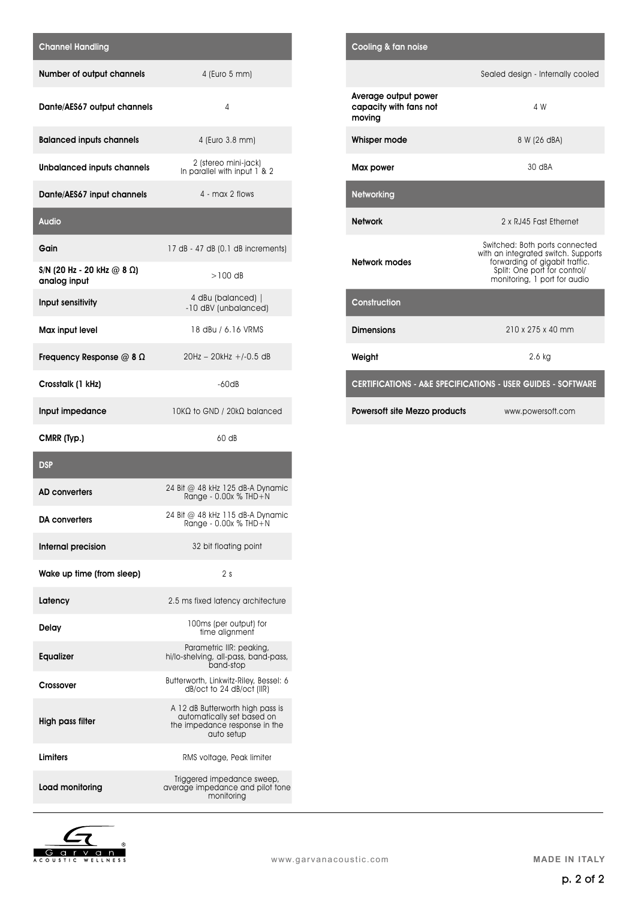| Channel Handling | |
|---|---|
| **Number of output channels** | 4 (Euro 5 mm) |
| **Dante/AES67 output channels** | 4 |
| **Balanced inputs channels** | 4 (Euro 3.8 mm) |
| **Unbalanced inputs channels** | 2 (stereo mini-jack) In parallel with input 1 & 2 |
| **Dante/AES67 input channels** | 4 - max 2 flows |

| Audio | |
|---|---|
| **Gain** | 17 dB - 47 dB (0.1 dB increments) |
| **S/N (20 Hz - 20 kHz @ 8 Ω) analog input** | >100 dB |
| **Input sensitivity** | 4 dBu (balanced) \| -10 dBV (unbalanced) |
| **Max input level** | 18 dBu / 6.16 VRMS |
| **Frequency Response @ 8 Ω** | 20Hz – 20kHz +/-0.5 dB |
| **Crosstalk (1 kHz)** | -60dB |
| **Input impedance** | 10KΩ to GND / 20kΩ balanced |
| **CMRR (Typ.)** | 60 dB |

| DSP | |
|---|---|
| **AD converters** | 24 Bit @ 48 kHz 125 dB-A Dynamic Range - 0.00x % THD+N |
| **DA converters** | 24 Bit @ 48 kHz 115 dB-A Dynamic Range - 0.00x % THD+N |
| **Internal precision** | 32 bit floating point |
| **Wake up time (from sleep)** | 2 s |
| **Latency** | 2.5 ms fixed latency architecture |
| **Delay** | 100ms (per output) for time alignment |
| **Equalizer** | Parametric IIR: peaking, hi/lo-shelving, all-pass, band-pass, band-stop |
| **Crossover** | Butterworth, Linkwitz-Riley, Bessel: 6 dB/oct to 24 dB/oct (IIR) |
| **High pass filter** | A 12 dB Butterworth high pass is automatically set based on the impedance response in the auto setup |
| **Limiters** | RMS voltage, Peak limiter |
| **Load monitoring** | Triggered impedance sweep, average impedance and pilot tone monitoring |

| Cooling & fan noise | |
|---|---|
| | Sealed design - Internally cooled |
| **Average output power capacity with fans not moving** | 4 W |
| **Whisper mode** | 8 W (26 dBA) |
| **Max power** | 30 dBA |

| Networking | |
|---|---|
| **Network** | 2 x RJ45 Fast Ethernet |
| **Network modes** | Switched: Both ports connected with an integrated switch. Supports forwarding of gigabit traffic. Split: One port for control/ monitoring, 1 port for audio |

| Construction | |
|---|---|
| **Dimensions** | 210 x 275 x 40 mm |
| **Weight** | 2.6 kg |

| CERTIFICATIONS - A&E SPECIFICATIONS - USER GUIDES - SOFTWARE | |
|---|---|
| **Powersoft site Mezzo products** | www.powersoft.com |

Garvan ACOUSTIC WELLNESS

www.garvanacoustic.com

MADE IN ITALY